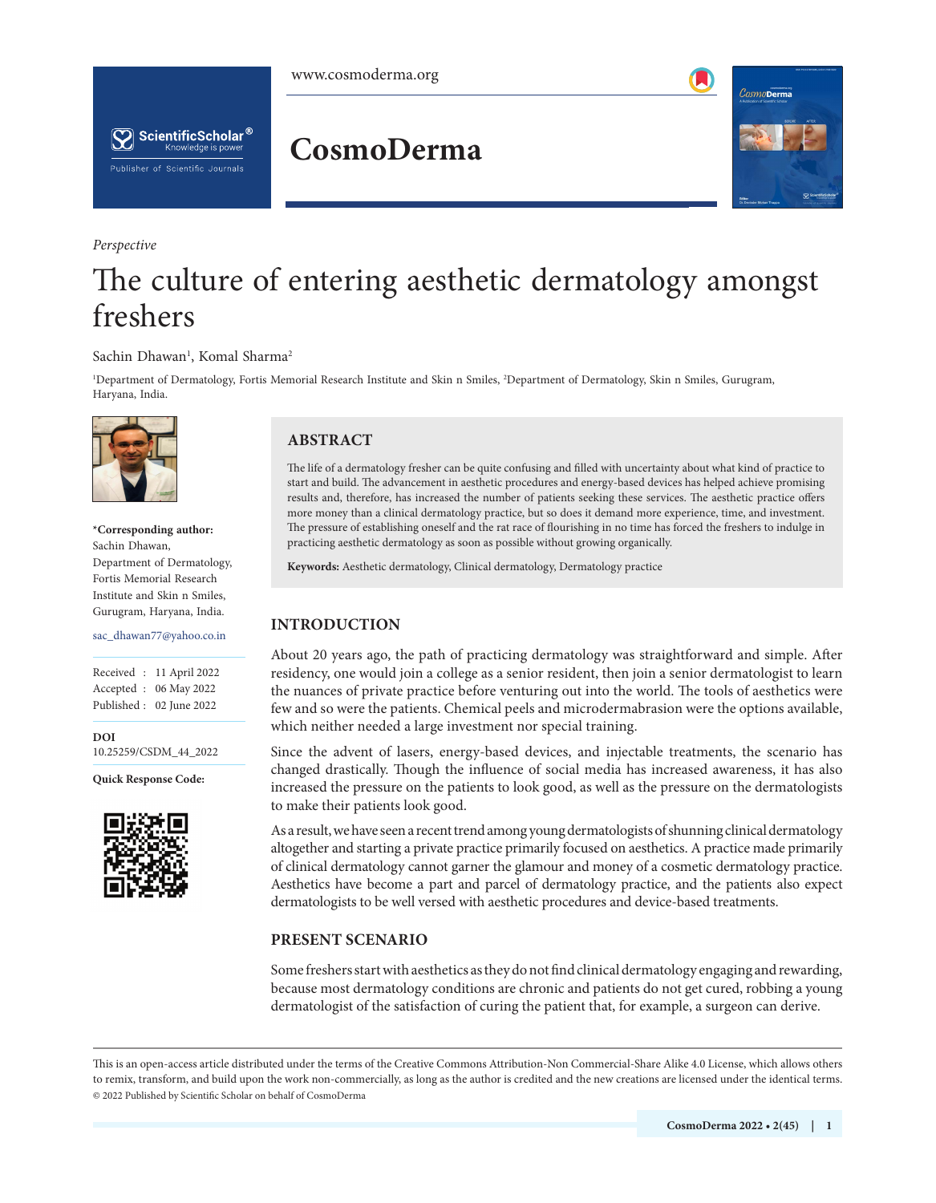*Perspective*

# The culture of entering aesthetic dermatology amongst freshers

Sachin Dhawan[1], Komal Sharma[2]

[1]Department of Dermatology, Fortis Memorial Research Institute and Skin n Smiles, [2]Department of Dermatology, Skin n Smiles, Gurugram, Haryana, India.

**\*Corresponding author:**
Sachin Dhawan,
Department of Dermatology,
Fortis Memorial Research Institute and Skin n Smiles,
Gurugram, Haryana, India.

sac_dhawan77@yahoo.co.in

Received : 11 April 2022
Accepted : 06 May 2022
Published : 02 June 2022

**DOI**
10.25259/CSDM_44_2022

**Quick Response Code:**

## ABSTRACT

The life of a dermatology fresher can be quite confusing and filled with uncertainty about what kind of practice to start and build. The advancement in aesthetic procedures and energy-based devices has helped achieve promising results and, therefore, has increased the number of patients seeking these services. The aesthetic practice offers more money than a clinical dermatology practice, but so does it demand more experience, time, and investment. The pressure of establishing oneself and the rat race of flourishing in no time has forced the freshers to indulge in practicing aesthetic dermatology as soon as possible without growing organically.

**Keywords:** Aesthetic dermatology, Clinical dermatology, Dermatology practice

## INTRODUCTION

About 20 years ago, the path of practicing dermatology was straightforward and simple. After residency, one would join a college as a senior resident, then join a senior dermatologist to learn the nuances of private practice before venturing out into the world. The tools of aesthetics were few and so were the patients. Chemical peels and microdermabrasion were the options available, which neither needed a large investment nor special training.

Since the advent of lasers, energy-based devices, and injectable treatments, the scenario has changed drastically. Though the influence of social media has increased awareness, it has also increased the pressure on the patients to look good, as well as the pressure on the dermatologists to make their patients look good.

As a result, we have seen a recent trend among young dermatologists of shunning clinical dermatology altogether and starting a private practice primarily focused on aesthetics. A practice made primarily of clinical dermatology cannot garner the glamour and money of a cosmetic dermatology practice. Aesthetics have become a part and parcel of dermatology practice, and the patients also expect dermatologists to be well versed with aesthetic procedures and device-based treatments.

## PRESENT SCENARIO

Some freshers start with aesthetics as they do not find clinical dermatology engaging and rewarding, because most dermatology conditions are chronic and patients do not get cured, robbing a young dermatologist of the satisfaction of curing the patient that, for example, a surgeon can derive.

This is an open-access article distributed under the terms of the Creative Commons Attribution-Non Commercial-Share Alike 4.0 License, which allows others to remix, transform, and build upon the work non-commercially, as long as the author is credited and the new creations are licensed under the identical terms.
© 2022 Published by Scientific Scholar on behalf of CosmoDerma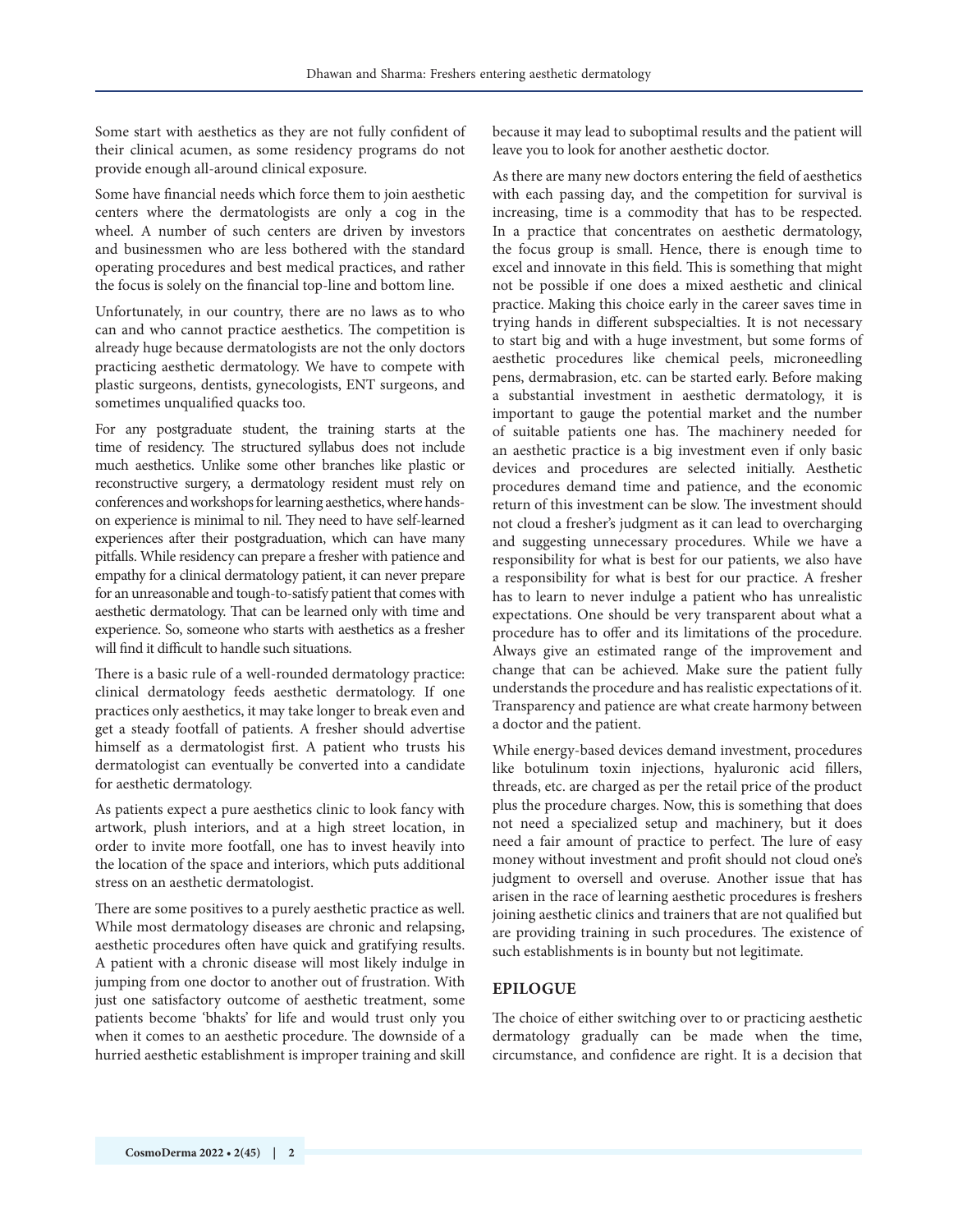Some start with aesthetics as they are not fully confident of their clinical acumen, as some residency programs do not provide enough all-around clinical exposure.

Some have financial needs which force them to join aesthetic centers where the dermatologists are only a cog in the wheel. A number of such centers are driven by investors and businessmen who are less bothered with the standard operating procedures and best medical practices, and rather the focus is solely on the financial top-line and bottom line.

Unfortunately, in our country, there are no laws as to who can and who cannot practice aesthetics. The competition is already huge because dermatologists are not the only doctors practicing aesthetic dermatology. We have to compete with plastic surgeons, dentists, gynecologists, ENT surgeons, and sometimes unqualified quacks too.

For any postgraduate student, the training starts at the time of residency. The structured syllabus does not include much aesthetics. Unlike some other branches like plastic or reconstructive surgery, a dermatology resident must rely on conferences and workshops for learning aesthetics, where hands-on experience is minimal to nil. They need to have self-learned experiences after their postgraduation, which can have many pitfalls. While residency can prepare a fresher with patience and empathy for a clinical dermatology patient, it can never prepare for an unreasonable and tough-to-satisfy patient that comes with aesthetic dermatology. That can be learned only with time and experience. So, someone who starts with aesthetics as a fresher will find it difficult to handle such situations.

There is a basic rule of a well-rounded dermatology practice: clinical dermatology feeds aesthetic dermatology. If one practices only aesthetics, it may take longer to break even and get a steady footfall of patients. A fresher should advertise himself as a dermatologist first. A patient who trusts his dermatologist can eventually be converted into a candidate for aesthetic dermatology.

As patients expect a pure aesthetics clinic to look fancy with artwork, plush interiors, and at a high street location, in order to invite more footfall, one has to invest heavily into the location of the space and interiors, which puts additional stress on an aesthetic dermatologist.

There are some positives to a purely aesthetic practice as well. While most dermatology diseases are chronic and relapsing, aesthetic procedures often have quick and gratifying results. A patient with a chronic disease will most likely indulge in jumping from one doctor to another out of frustration. With just one satisfactory outcome of aesthetic treatment, some patients become 'bhakts' for life and would trust only you when it comes to an aesthetic procedure. The downside of a hurried aesthetic establishment is improper training and skill because it may lead to suboptimal results and the patient will leave you to look for another aesthetic doctor.

As there are many new doctors entering the field of aesthetics with each passing day, and the competition for survival is increasing, time is a commodity that has to be respected. In a practice that concentrates on aesthetic dermatology, the focus group is small. Hence, there is enough time to excel and innovate in this field. This is something that might not be possible if one does a mixed aesthetic and clinical practice. Making this choice early in the career saves time in trying hands in different subspecialties. It is not necessary to start big and with a huge investment, but some forms of aesthetic procedures like chemical peels, microneedling pens, dermabrasion, etc. can be started early. Before making a substantial investment in aesthetic dermatology, it is important to gauge the potential market and the number of suitable patients one has. The machinery needed for an aesthetic practice is a big investment even if only basic devices and procedures are selected initially. Aesthetic procedures demand time and patience, and the economic return of this investment can be slow. The investment should not cloud a fresher's judgment as it can lead to overcharging and suggesting unnecessary procedures. While we have a responsibility for what is best for our patients, we also have a responsibility for what is best for our practice. A fresher has to learn to never indulge a patient who has unrealistic expectations. One should be very transparent about what a procedure has to offer and its limitations of the procedure. Always give an estimated range of the improvement and change that can be achieved. Make sure the patient fully understands the procedure and has realistic expectations of it. Transparency and patience are what create harmony between a doctor and the patient.

While energy-based devices demand investment, procedures like botulinum toxin injections, hyaluronic acid fillers, threads, etc. are charged as per the retail price of the product plus the procedure charges. Now, this is something that does not need a specialized setup and machinery, but it does need a fair amount of practice to perfect. The lure of easy money without investment and profit should not cloud one's judgment to oversell and overuse. Another issue that has arisen in the race of learning aesthetic procedures is freshers joining aesthetic clinics and trainers that are not qualified but are providing training in such procedures. The existence of such establishments is in bounty but not legitimate.

## EPILOGUE

The choice of either switching over to or practicing aesthetic dermatology gradually can be made when the time, circumstance, and confidence are right. It is a decision that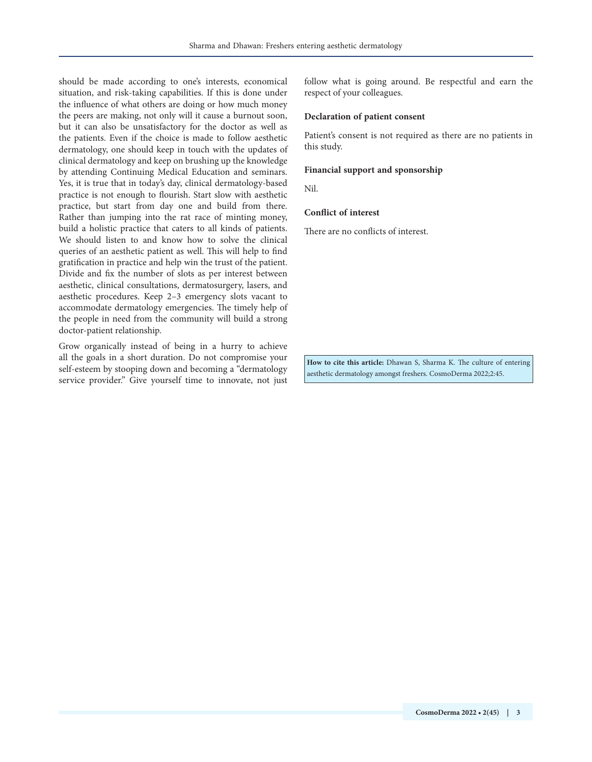should be made according to one's interests, economical situation, and risk-taking capabilities. If this is done under the influence of what others are doing or how much money the peers are making, not only will it cause a burnout soon, but it can also be unsatisfactory for the doctor as well as the patients. Even if the choice is made to follow aesthetic dermatology, one should keep in touch with the updates of clinical dermatology and keep on brushing up the knowledge by attending Continuing Medical Education and seminars. Yes, it is true that in today's day, clinical dermatology-based practice is not enough to flourish. Start slow with aesthetic practice, but start from day one and build from there. Rather than jumping into the rat race of minting money, build a holistic practice that caters to all kinds of patients. We should listen to and know how to solve the clinical queries of an aesthetic patient as well. This will help to find gratification in practice and help win the trust of the patient. Divide and fix the number of slots as per interest between aesthetic, clinical consultations, dermatosurgery, lasers, and aesthetic procedures. Keep 2–3 emergency slots vacant to accommodate dermatology emergencies. The timely help of the people in need from the community will build a strong doctor-patient relationship.

Grow organically instead of being in a hurry to achieve all the goals in a short duration. Do not compromise your self-esteem by stooping down and becoming a "dermatology service provider." Give yourself time to innovate, not just follow what is going around. Be respectful and earn the respect of your colleagues.

### Declaration of patient consent

Patient's consent is not required as there are no patients in this study.

### Financial support and sponsorship

Nil.

### Conflict of interest

There are no conflicts of interest.

**How to cite this article:** Dhawan S, Sharma K. The culture of entering aesthetic dermatology amongst freshers. CosmoDerma 2022;2:45.